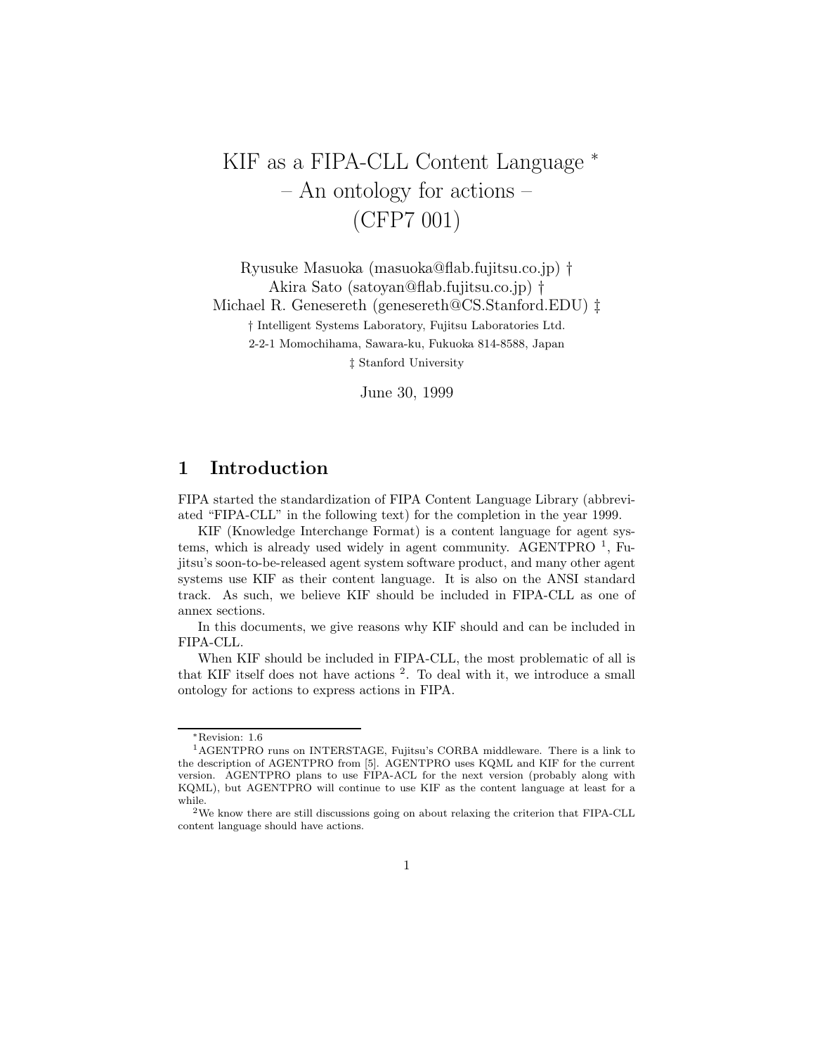# KIF as a FIPA-CLL Content Language [*]
# – An ontology for actions –
# (CFP7 001)

Ryusuke Masuoka (masuoka@flab.fujitsu.co.jp) †
Akira Sato (satoyan@flab.fujitsu.co.jp) †
Michael R. Genesereth (genesereth@CS.Stanford.EDU) ‡

† Intelligent Systems Laboratory, Fujitsu Laboratories Ltd.
2-2-1 Momochihama, Sawara-ku, Fukuoka 814-8588, Japan
‡ Stanford University

June 30, 1999

## 1 Introduction

FIPA started the standardization of FIPA Content Language Library (abbreviated "FIPA-CLL" in the following text) for the completion in the year 1999.

KIF (Knowledge Interchange Format) is a content language for agent systems, which is already used widely in agent community. AGENTPRO [1], Fujitsu's soon-to-be-released agent system software product, and many other agent systems use KIF as their content language. It is also on the ANSI standard track. As such, we believe KIF should be included in FIPA-CLL as one of annex sections.

In this documents, we give reasons why KIF should and can be included in FIPA-CLL.

When KIF should be included in FIPA-CLL, the most problematic of all is that KIF itself does not have actions [2]. To deal with it, we introduce a small ontology for actions to express actions in FIPA.

---

[*] Revision: 1.6

[1] AGENTPRO runs on INTERSTAGE, Fujitsu's CORBA middleware. There is a link to the description of AGENTPRO from [5]. AGENTPRO uses KQML and KIF for the current version. AGENTPRO plans to use FIPA-ACL for the next version (probably along with KQML), but AGENTPRO will continue to use KIF as the content language at least for a while.

[2] We know there are still discussions going on about relaxing the criterion that FIPA-CLL content language should have actions.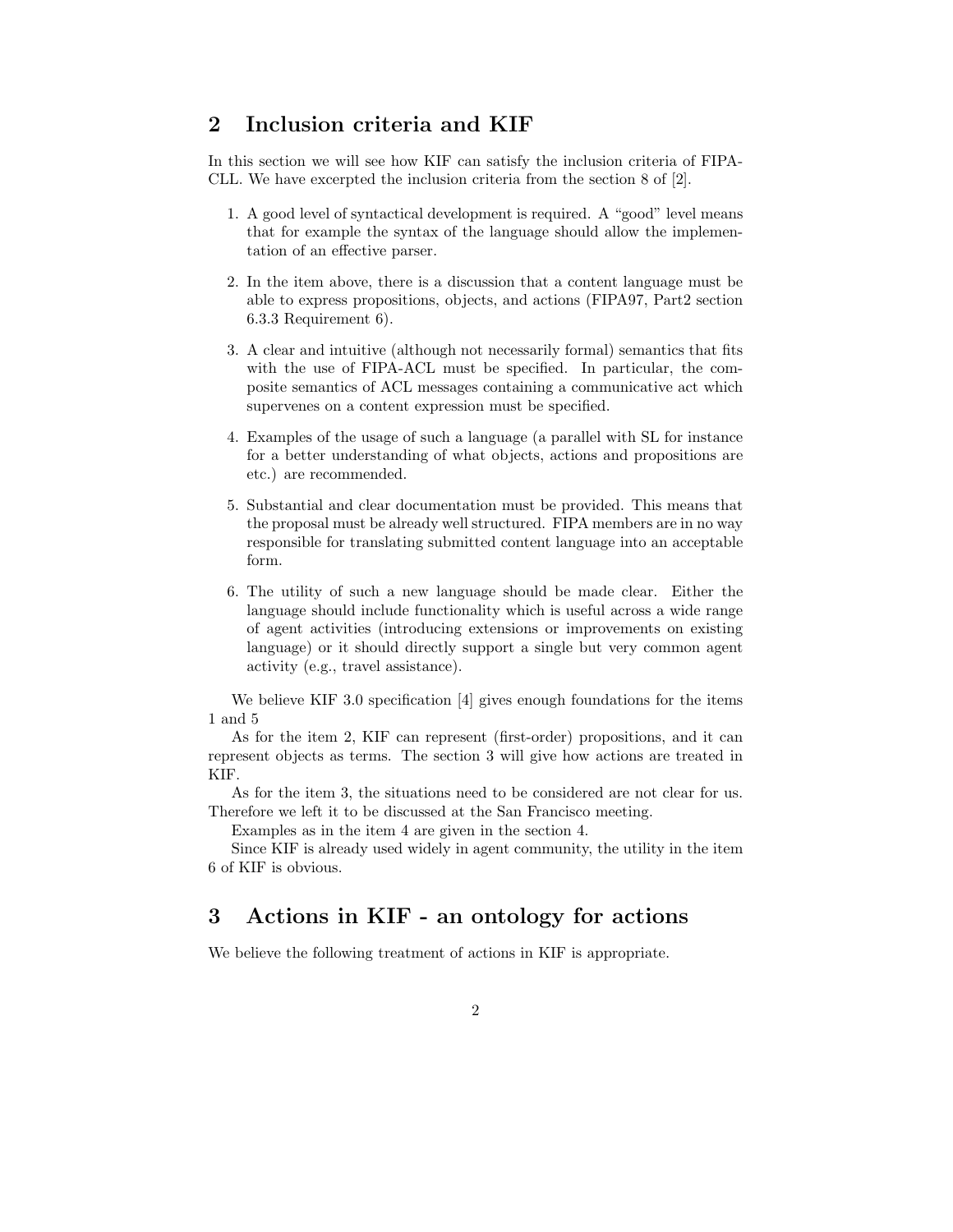## 2 Inclusion criteria and KIF

In this section we will see how KIF can satisfy the inclusion criteria of FIPA-CLL. We have excerpted the inclusion criteria from the section 8 of [2].

1. A good level of syntactical development is required. A "good" level means that for example the syntax of the language should allow the implementation of an effective parser.

2. In the item above, there is a discussion that a content language must be able to express propositions, objects, and actions (FIPA97, Part2 section 6.3.3 Requirement 6).

3. A clear and intuitive (although not necessarily formal) semantics that fits with the use of FIPA-ACL must be specified. In particular, the composite semantics of ACL messages containing a communicative act which supervenes on a content expression must be specified.

4. Examples of the usage of such a language (a parallel with SL for instance for a better understanding of what objects, actions and propositions are etc.) are recommended.

5. Substantial and clear documentation must be provided. This means that the proposal must be already well structured. FIPA members are in no way responsible for translating submitted content language into an acceptable form.

6. The utility of such a new language should be made clear. Either the language should include functionality which is useful across a wide range of agent activities (introducing extensions or improvements on existing language) or it should directly support a single but very common agent activity (e.g., travel assistance).

We believe KIF 3.0 specification [4] gives enough foundations for the items 1 and 5

As for the item 2, KIF can represent (first-order) propositions, and it can represent objects as terms. The section 3 will give how actions are treated in KIF.

As for the item 3, the situations need to be considered are not clear for us. Therefore we left it to be discussed at the San Francisco meeting.

Examples as in the item 4 are given in the section 4.

Since KIF is already used widely in agent community, the utility in the item 6 of KIF is obvious.

## 3 Actions in KIF - an ontology for actions

We believe the following treatment of actions in KIF is appropriate.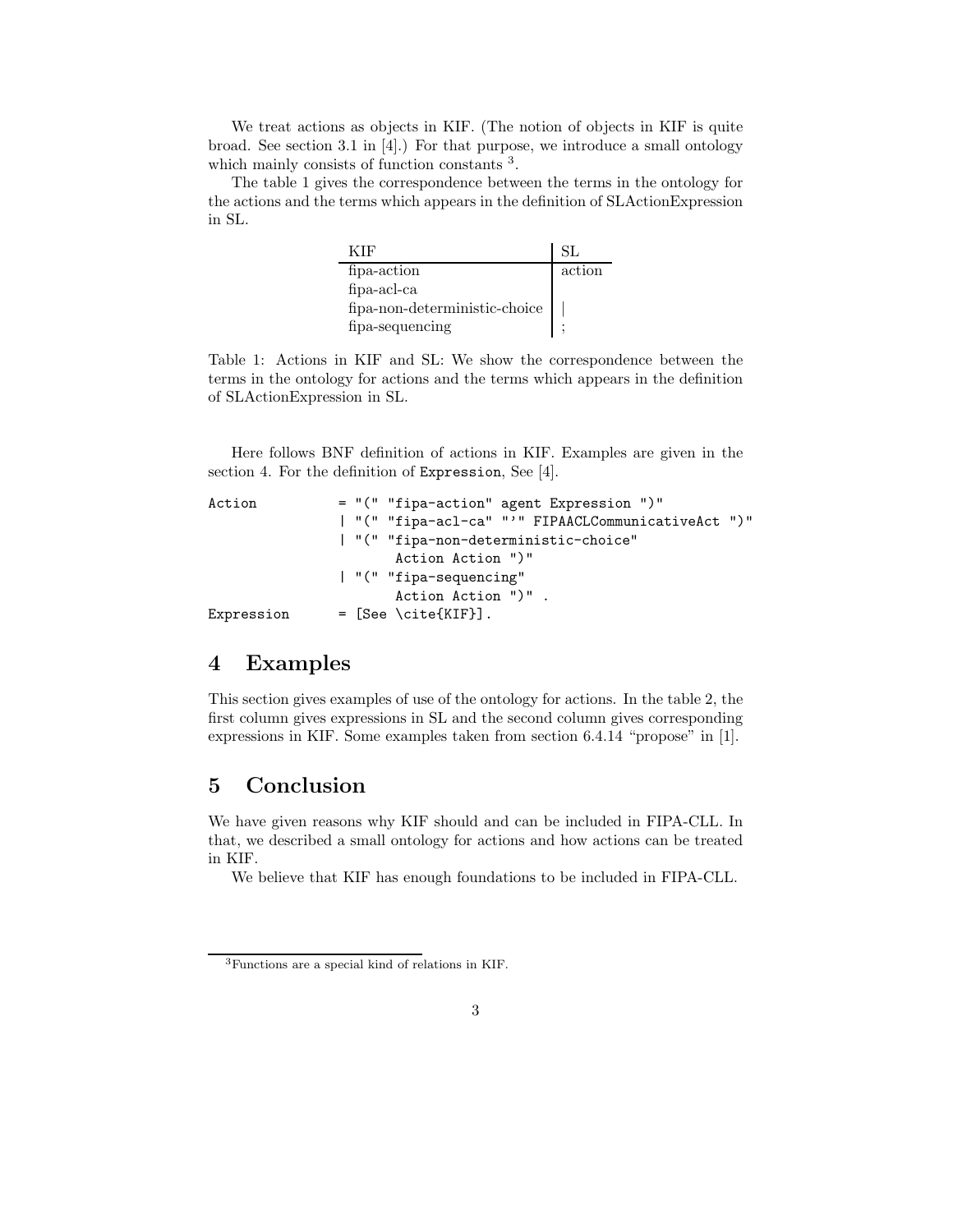We treat actions as objects in KIF. (The notion of objects in KIF is quite broad. See section 3.1 in [4].) For that purpose, we introduce a small ontology which mainly consists of function constants [3].

The table 1 gives the correspondence between the terms in the ontology for the actions and the terms which appears in the definition of SLActionExpression in SL.

| KIF | SL |
|---|---|
| fipa-action | action |
| fipa-acl-ca | |
| fipa-non-deterministic-choice | \| |
| fipa-sequencing | ; |

Table 1: Actions in KIF and SL: We show the correspondence between the terms in the ontology for actions and the terms which appears in the definition of SLActionExpression in SL.

Here follows BNF definition of actions in KIF. Examples are given in the section 4. For the definition of `Expression`, See [4].

```
Action          = "(" "fipa-action" agent Expression ")"
                | "(" "fipa-acl-ca" "'" FIPAACLCommunicativeAct ")"
                | "(" "fipa-non-deterministic-choice"
                      Action Action ")"
                | "(" "fipa-sequencing"
                      Action Action ")" .
Expression      = [See \cite{KIF}].
```

## 4 Examples

This section gives examples of use of the ontology for actions. In the table 2, the first column gives expressions in SL and the second column gives corresponding expressions in KIF. Some examples taken from section 6.4.14 "propose" in [1].

## 5 Conclusion

We have given reasons why KIF should and can be included in FIPA-CLL. In that, we described a small ontology for actions and how actions can be treated in KIF.

We believe that KIF has enough foundations to be included in FIPA-CLL.

[3] Functions are a special kind of relations in KIF.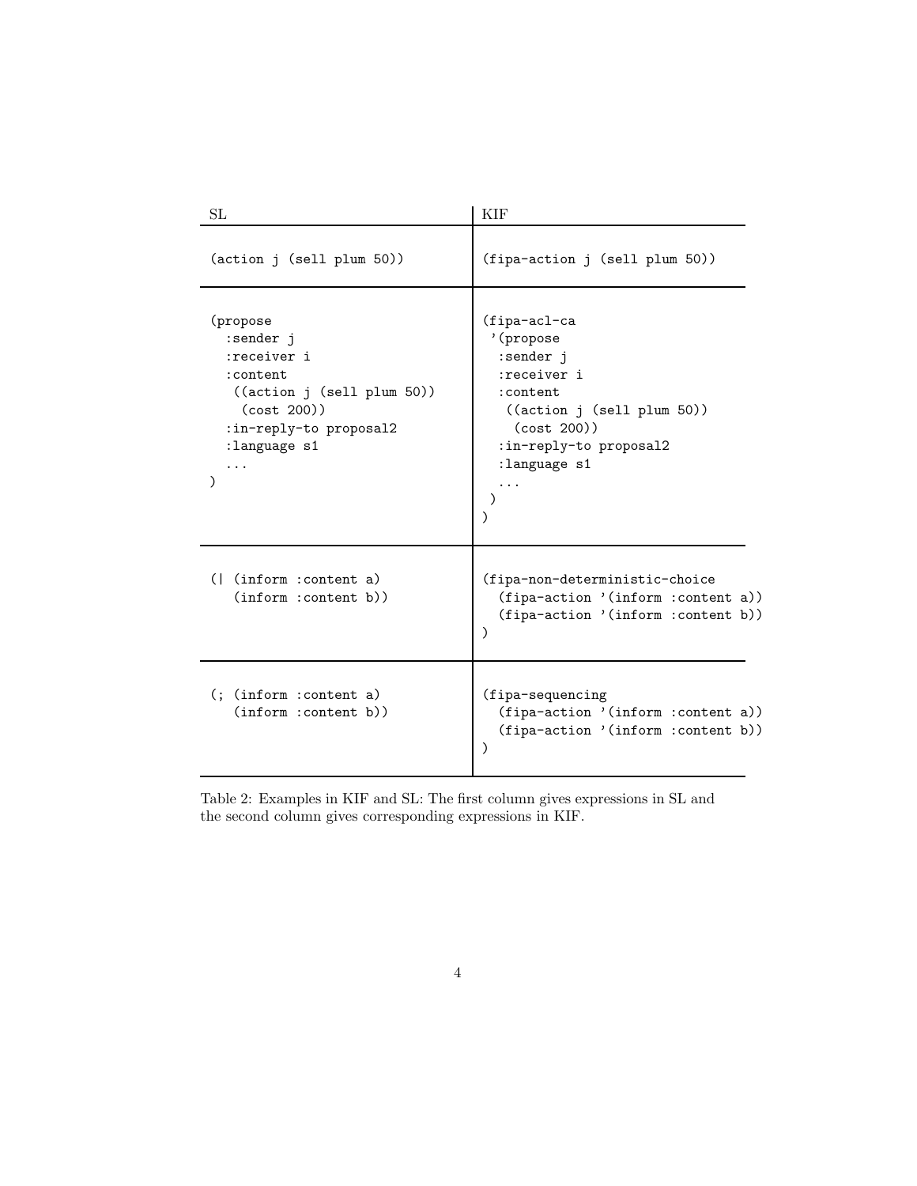| SL | KIF |
|---|---|
| `(action j (sell plum 50))` | `(fipa-action j (sell plum 50))` |
| `(propose :sender j :receiver i :content ((action j (sell plum 50)) (cost 200)) :in-reply-to proposal2 :language s1 ... )` | `(fipa-acl-ca '(propose :sender j :receiver i :content ((action j (sell plum 50)) (cost 200)) :in-reply-to proposal2 :language s1 ... ) )` |
| `(| (inform :content a) (inform :content b))` | `(fipa-non-deterministic-choice (fipa-action '(inform :content a)) (fipa-action '(inform :content b)) )` |
| `(; (inform :content a) (inform :content b))` | `(fipa-sequencing (fipa-action '(inform :content a)) (fipa-action '(inform :content b)) )` |

Table 2: Examples in KIF and SL: The first column gives expressions in SL and the second column gives corresponding expressions in KIF.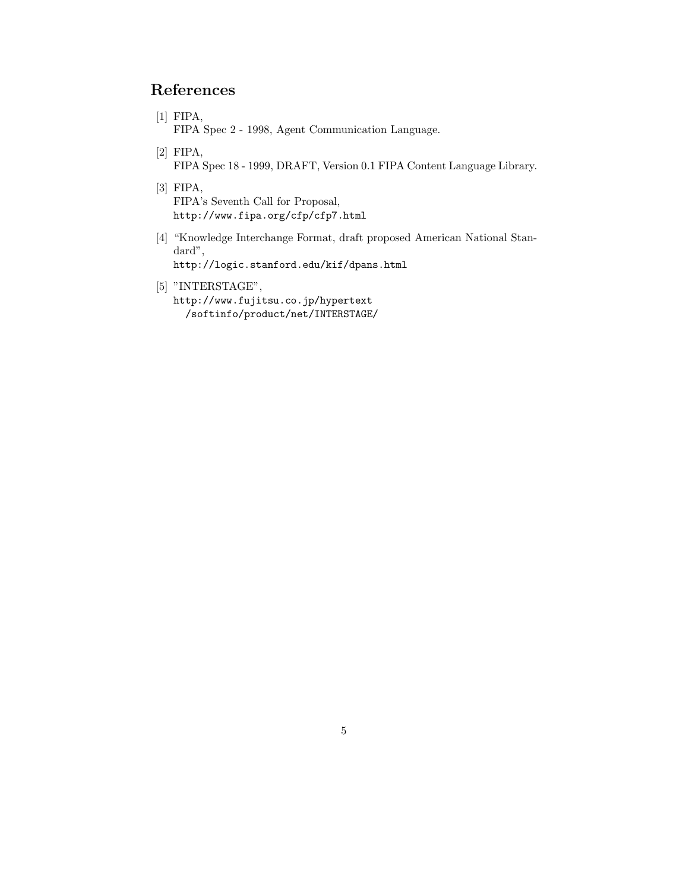## References

[1] FIPA,
FIPA Spec 2 - 1998, Agent Communication Language.

[2] FIPA,
FIPA Spec 18 - 1999, DRAFT, Version 0.1 FIPA Content Language Library.

[3] FIPA,
FIPA's Seventh Call for Proposal,
`http://www.fipa.org/cfp/cfp7.html`

[4] "Knowledge Interchange Format, draft proposed American National Standard",
`http://logic.stanford.edu/kif/dpans.html`

[5] "INTERSTAGE",
`http://www.fujitsu.co.jp/hypertext/softinfo/product/net/INTERSTAGE/`